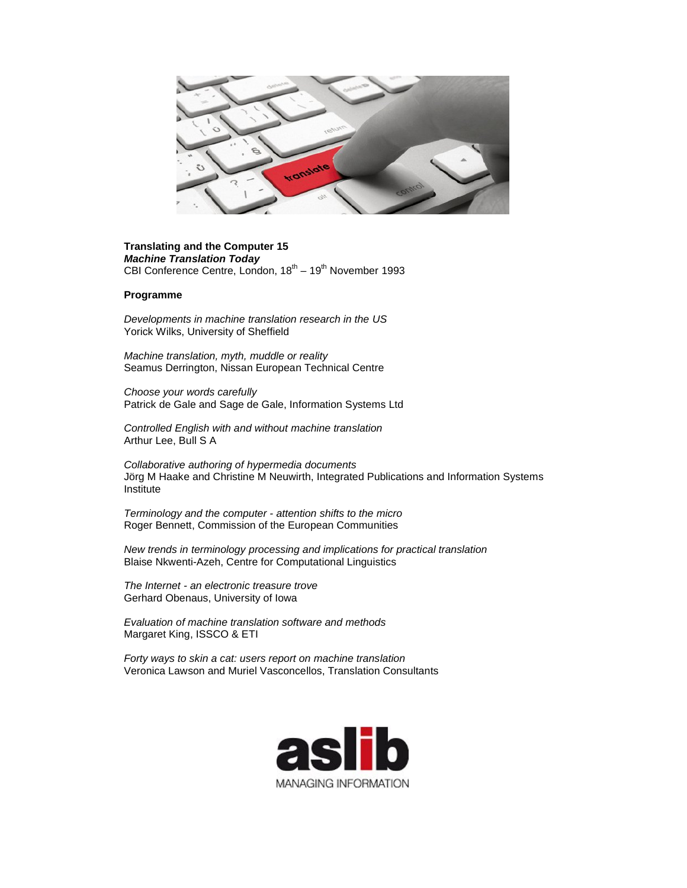**Translating and the Computer 15**
***Machine Translation Today***
CBI Conference Centre, London, 18th – 19th November 1993

**Programme**

*Developments in machine translation research in the US*
Yorick Wilks, University of Sheffield

*Machine translation, myth, muddle or reality*
Seamus Derrington, Nissan European Technical Centre

*Choose your words carefully*
Patrick de Gale and Sage de Gale, Information Systems Ltd

*Controlled English with and without machine translation*
Arthur Lee, Bull S A

*Collaborative authoring of hypermedia documents*
Jörg M Haake and Christine M Neuwirth, Integrated Publications and Information Systems Institute

*Terminology and the computer - attention shifts to the micro*
Roger Bennett, Commission of the European Communities

*New trends in terminology processing and implications for practical translation*
Blaise Nkwenti-Azeh, Centre for Computational Linguistics

*The Internet - an electronic treasure trove*
Gerhard Obenaus, University of Iowa

*Evaluation of machine translation software and methods*
Margaret King, ISSCO & ETI

*Forty ways to skin a cat: users report on machine translation*
Veronica Lawson and Muriel Vasconcellos, Translation Consultants

aslib
MANAGING INFORMATION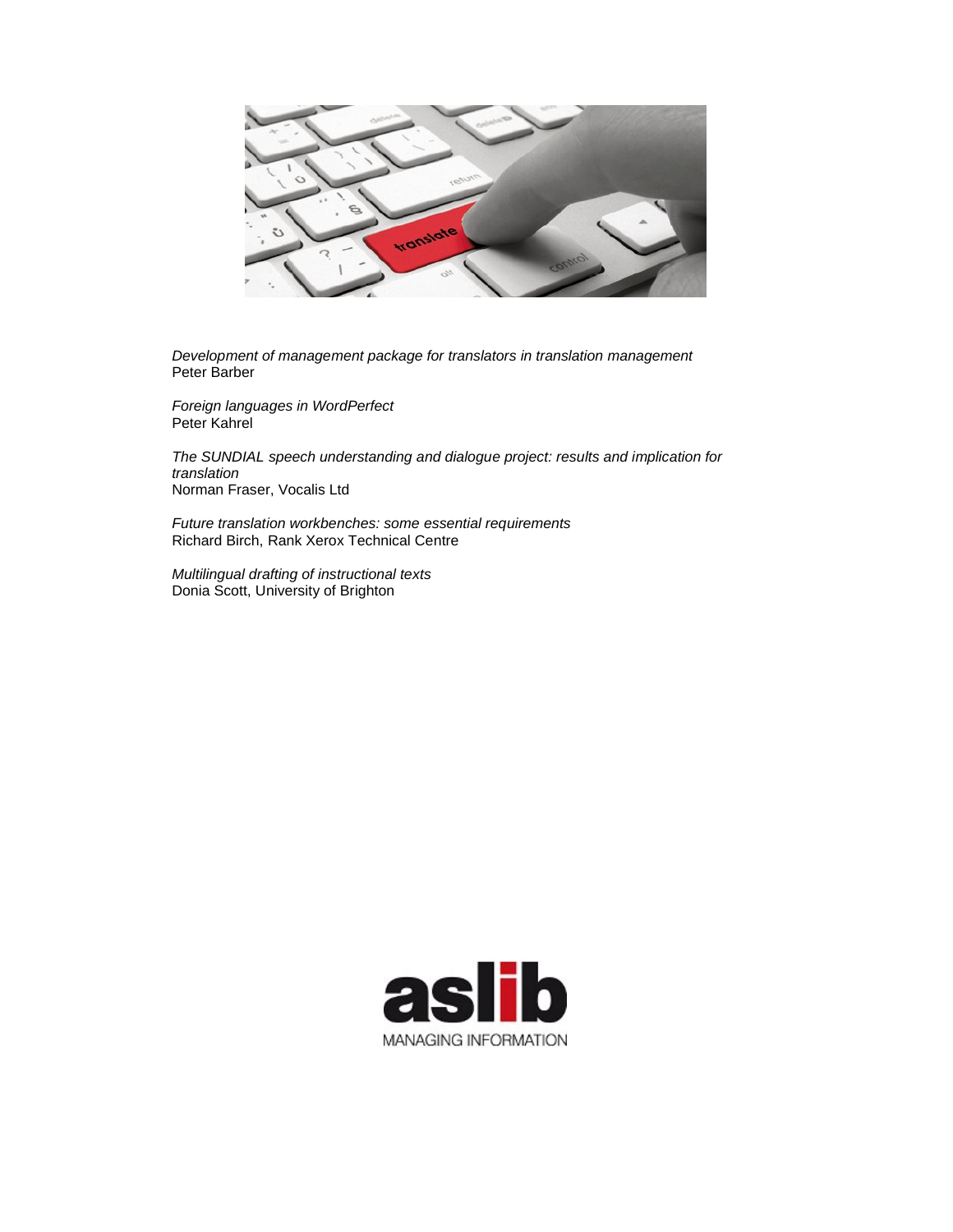*Development of management package for translators in translation management*
Peter Barber

*Foreign languages in WordPerfect*
Peter Kahrel

*The SUNDIAL speech understanding and dialogue project: results and implication for translation*
Norman Fraser, Vocalis Ltd

*Future translation workbenches: some essential requirements*
Richard Birch, Rank Xerox Technical Centre

*Multilingual drafting of instructional texts*
Donia Scott, University of Brighton

aslib
MANAGING INFORMATION